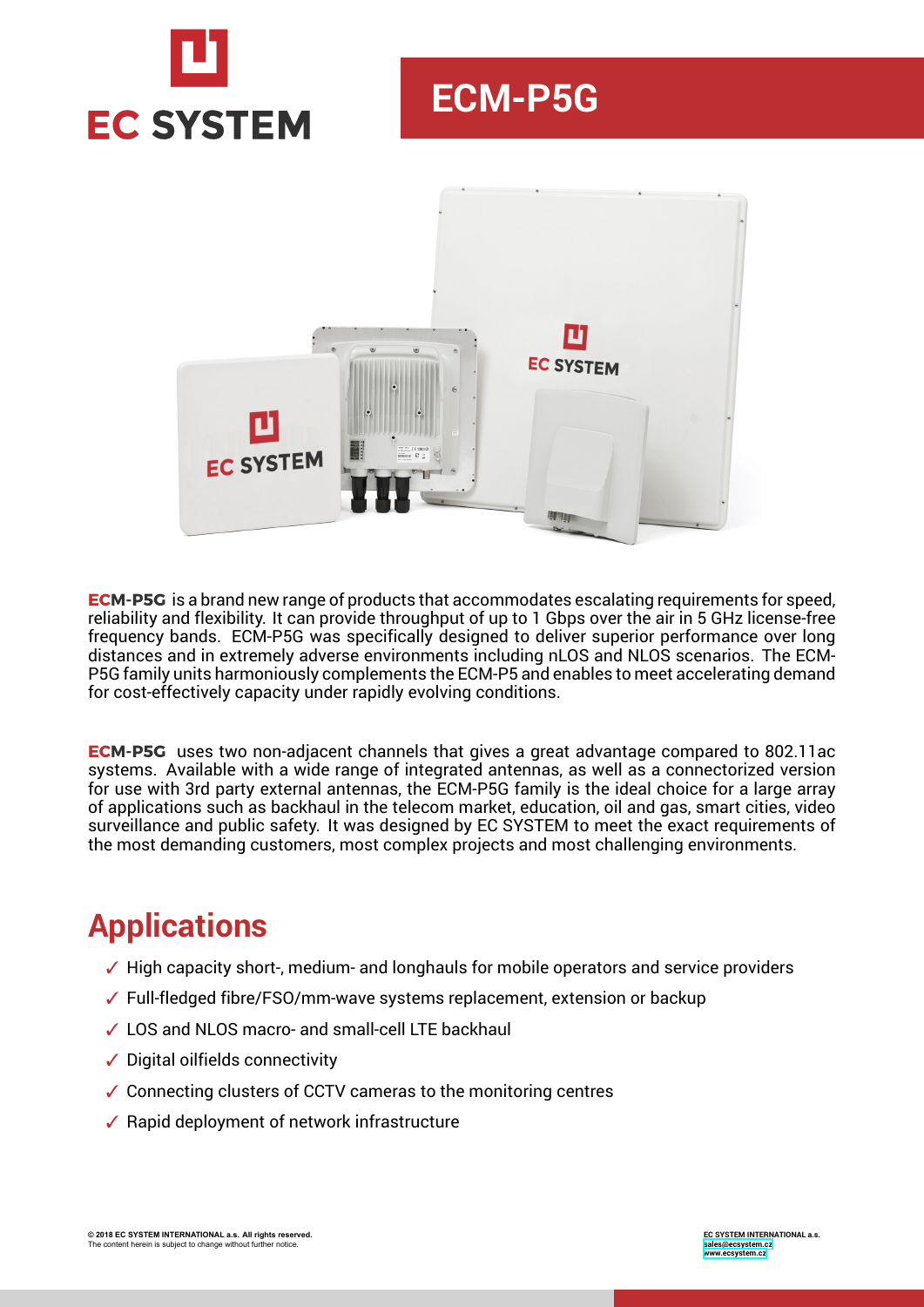# ECM-P5G

**ECM-P5G** is a brand new range of products that accommodates escalating requirements for speed, reliability and flexibility. It can provide throughput of up to 1 Gbps over the air in 5 GHz license-free frequency bands. ECM-P5G was specifically designed to deliver superior performance over long distances and in extremely adverse environments including nLOS and NLOS scenarios. The ECM-P5G family units harmoniously complements the ECM-P5 and enables to meet accelerating demand for cost-effectively capacity under rapidly evolving conditions.

**ECM-P5G** uses two non-adjacent channels that gives a great advantage compared to 802.11ac systems. Available with a wide range of integrated antennas, as well as a connectorized version for use with 3rd party external antennas, the ECM-P5G family is the ideal choice for a large array of applications such as backhaul in the telecom market, education, oil and gas, smart cities, video surveillance and public safety. It was designed by EC SYSTEM to meet the exact requirements of the most demanding customers, most complex projects and most challenging environments.

## Applications

- ✓ High capacity short-, medium- and longhauls for mobile operators and service providers
- ✓ Full-fledged fibre/FSO/mm-wave systems replacement, extension or backup
- ✓ LOS and NLOS macro- and small-cell LTE backhaul
- ✓ Digital oilfields connectivity
- ✓ Connecting clusters of CCTV cameras to the monitoring centres
- ✓ Rapid deployment of network infrastructure

**© 2018 EC SYSTEM INTERNATIONAL a.s. All rights reserved.**
The content herein is subject to change without further notice.

**EC SYSTEM INTERNATIONAL a.s.**
sales@ecsystem.cz
www.ecsystem.cz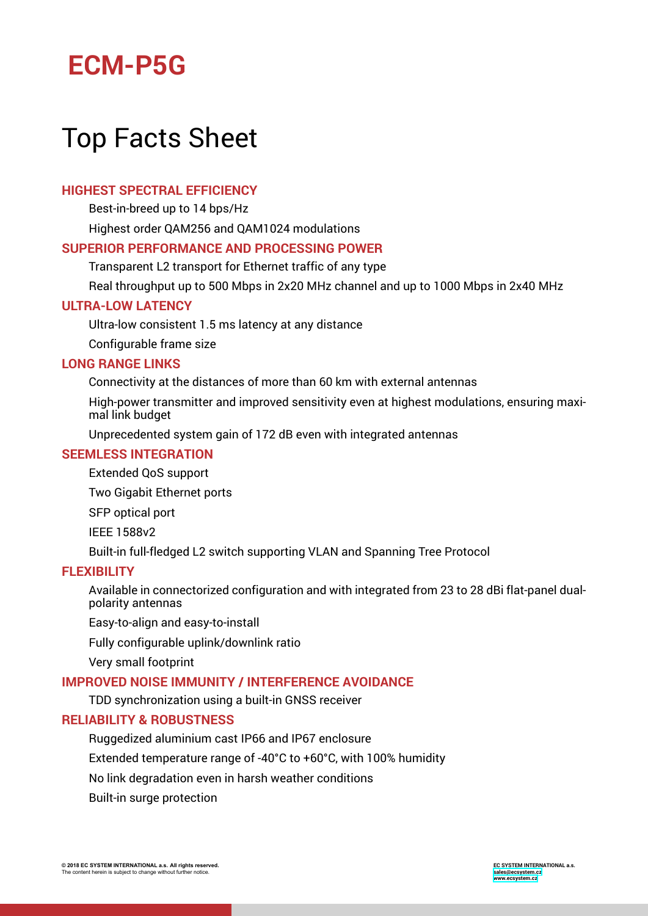# ECM-P5G

## Top Facts Sheet

### HIGHEST SPECTRAL EFFICIENCY

- Best-in-breed up to 14 bps/Hz
- Highest order QAM256 and QAM1024 modulations

### SUPERIOR PERFORMANCE AND PROCESSING POWER

- Transparent L2 transport for Ethernet traffic of any type
- Real throughput up to 500 Mbps in 2x20 MHz channel and up to 1000 Mbps in 2x40 MHz

### ULTRA-LOW LATENCY

- Ultra-low consistent 1.5 ms latency at any distance
- Configurable frame size

### LONG RANGE LINKS

- Connectivity at the distances of more than 60 km with external antennas
- High-power transmitter and improved sensitivity even at highest modulations, ensuring maximal link budget
- Unprecedented system gain of 172 dB even with integrated antennas

### SEEMLESS INTEGRATION

- Extended QoS support
- Two Gigabit Ethernet ports
- SFP optical port
- IEEE 1588v2
- Built-in full-fledged L2 switch supporting VLAN and Spanning Tree Protocol

### FLEXIBILITY

- Available in connectorized configuration and with integrated from 23 to 28 dBi flat-panel dual-polarity antennas
- Easy-to-align and easy-to-install
- Fully configurable uplink/downlink ratio
- Very small footprint

### IMPROVED NOISE IMMUNITY / INTERFERENCE AVOIDANCE

- TDD synchronization using a built-in GNSS receiver

### RELIABILITY & ROBUSTNESS

- Ruggedized aluminium cast IP66 and IP67 enclosure
- Extended temperature range of -40°C to +60°C, with 100% humidity
- No link degradation even in harsh weather conditions
- Built-in surge protection

**© 2018 EC SYSTEM INTERNATIONAL a.s. All rights reserved.**
The content herein is subject to change without further notice.

**EC SYSTEM INTERNATIONAL a.s.**
sales@ecsystem.cz
www.ecsystem.cz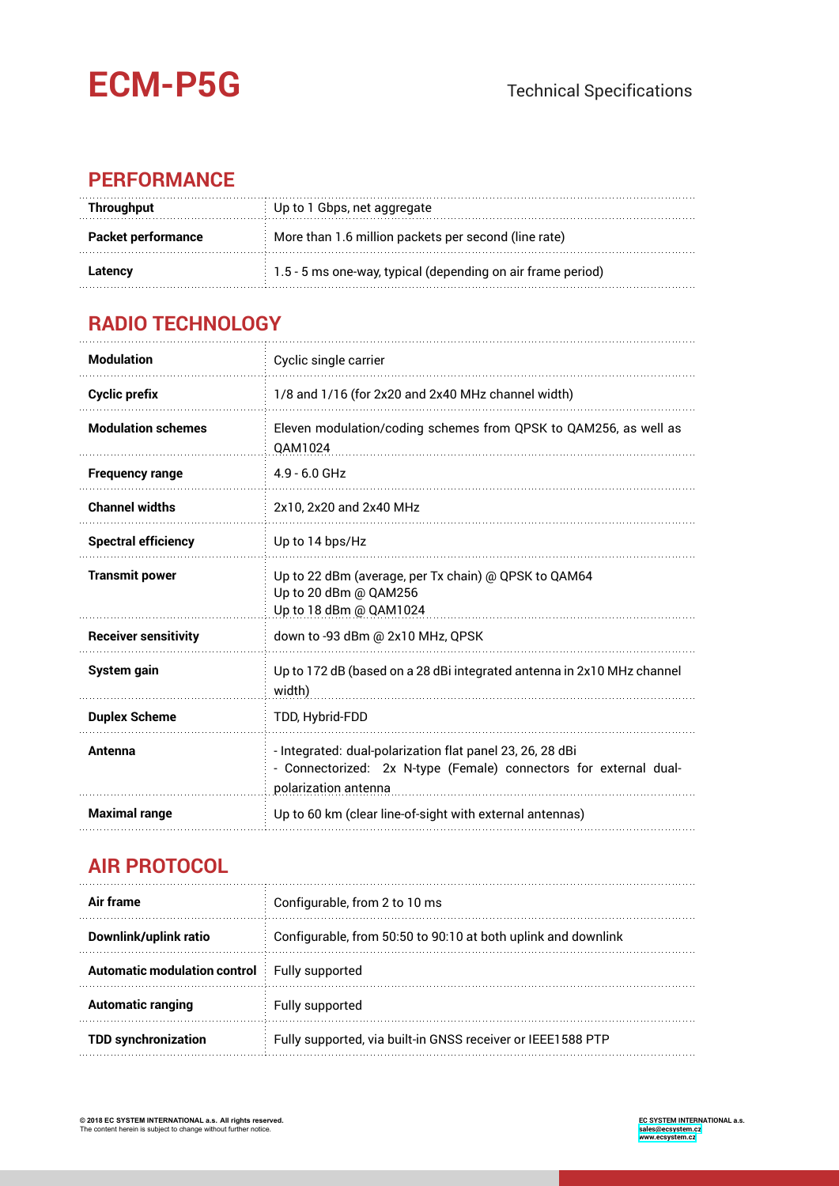# ECM-P5G

Technical Specifications

## PERFORMANCE

| | |
|---|---|
| **Throughput** | Up to 1 Gbps, net aggregate |
| **Packet performance** | More than 1.6 million packets per second (line rate) |
| **Latency** | 1.5 - 5 ms one-way, typical (depending on air frame period) |

## RADIO TECHNOLOGY

| | |
|---|---|
| **Modulation** | Cyclic single carrier |
| **Cyclic prefix** | 1/8 and 1/16 (for 2x20 and 2x40 MHz channel width) |
| **Modulation schemes** | Eleven modulation/coding schemes from QPSK to QAM256, as well as QAM1024 |
| **Frequency range** | 4.9 - 6.0 GHz |
| **Channel widths** | 2x10, 2x20 and 2x40 MHz |
| **Spectral efficiency** | Up to 14 bps/Hz |
| **Transmit power** | Up to 22 dBm (average, per Tx chain) @ QPSK to QAM64<br>Up to 20 dBm @ QAM256<br>Up to 18 dBm @ QAM1024 |
| **Receiver sensitivity** | down to -93 dBm @ 2x10 MHz, QPSK |
| **System gain** | Up to 172 dB (based on a 28 dBi integrated antenna in 2x10 MHz channel width) |
| **Duplex Scheme** | TDD, Hybrid-FDD |
| **Antenna** | - Integrated: dual-polarization flat panel 23, 26, 28 dBi<br>- Connectorized: 2x N-type (Female) connectors for external dual-polarization antenna |
| **Maximal range** | Up to 60 km (clear line-of-sight with external antennas) |

## AIR PROTOCOL

| | |
|---|---|
| **Air frame** | Configurable, from 2 to 10 ms |
| **Downlink/uplink ratio** | Configurable, from 50:50 to 90:10 at both uplink and downlink |
| **Automatic modulation control** | Fully supported |
| **Automatic ranging** | Fully supported |
| **TDD synchronization** | Fully supported, via built-in GNSS receiver or IEEE1588 PTP |

**© 2018 EC SYSTEM INTERNATIONAL a.s. All rights reserved.**
The content herein is subject to change without further notice.

**EC SYSTEM INTERNATIONAL a.s.**
sales@ecsystem.cz
www.ecsystem.cz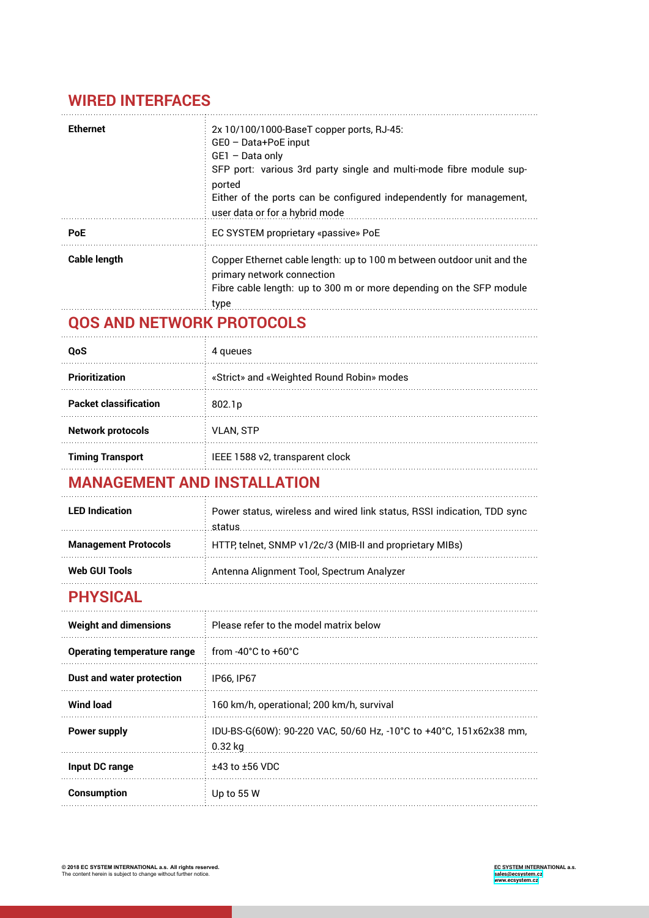## WIRED INTERFACES

| | |
|---|---|
| **Ethernet** | 2x 10/100/1000-BaseT copper ports, RJ-45:<br>GE0 – Data+PoE input<br>GE1 – Data only<br>SFP port: various 3rd party single and multi-mode fibre module supported<br>Either of the ports can be configured independently for management, user data or for a hybrid mode |
| **PoE** | EC SYSTEM proprietary «passive» PoE |
| **Cable length** | Copper Ethernet cable length: up to 100 m between outdoor unit and the primary network connection<br>Fibre cable length: up to 300 m or more depending on the SFP module type |

## QOS AND NETWORK PROTOCOLS

| | |
|---|---|
| **QoS** | 4 queues |
| **Prioritization** | «Strict» and «Weighted Round Robin» modes |
| **Packet classification** | 802.1p |
| **Network protocols** | VLAN, STP |
| **Timing Transport** | IEEE 1588 v2, transparent clock |

## MANAGEMENT AND INSTALLATION

| | |
|---|---|
| **LED Indication** | Power status, wireless and wired link status, RSSI indication, TDD sync status |
| **Management Protocols** | HTTP, telnet, SNMP v1/2c/3 (MIB-II and proprietary MIBs) |
| **Web GUI Tools** | Antenna Alignment Tool, Spectrum Analyzer |

## PHYSICAL

| | |
|---|---|
| **Weight and dimensions** | Please refer to the model matrix below |
| **Operating temperature range** | from -40°C to +60°C |
| **Dust and water protection** | IP66, IP67 |
| **Wind load** | 160 km/h, operational; 200 km/h, survival |
| **Power supply** | IDU-BS-G(60W): 90-220 VAC, 50/60 Hz, -10°C to +40°C, 151x62x38 mm, 0.32 kg |
| **Input DC range** | ±43 to ±56 VDC |
| **Consumption** | Up to 55 W |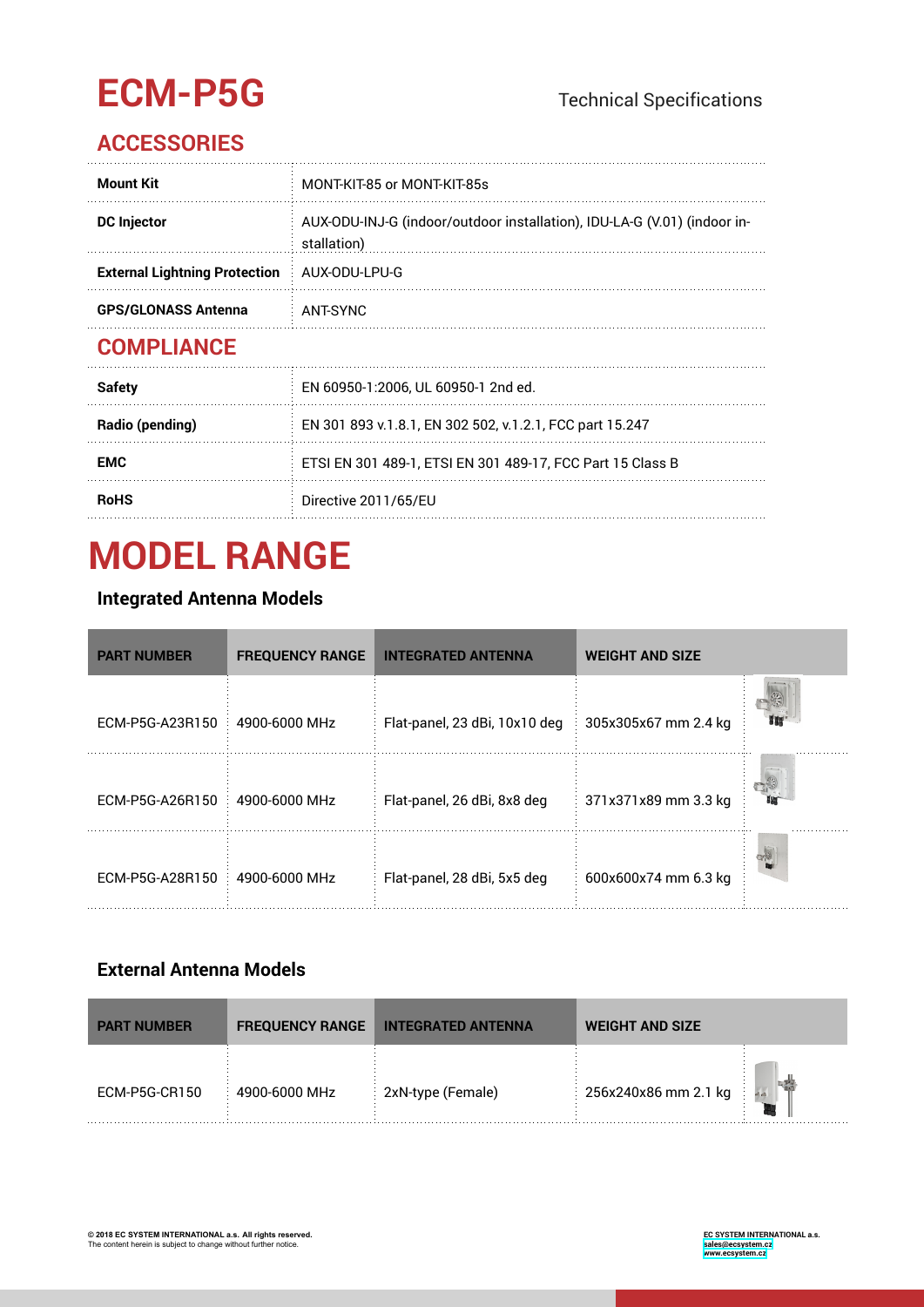# ECM-P5G

Technical Specifications

## ACCESSORIES

| | |
|---|---|
| **Mount Kit** | MONT-KIT-85 or MONT-KIT-85s |
| **DC Injector** | AUX-ODU-INJ-G (indoor/outdoor installation), IDU-LA-G (V.01) (indoor installation) |
| **External Lightning Protection** | AUX-ODU-LPU-G |
| **GPS/GLONASS Antenna** | ANT-SYNC |

## COMPLIANCE

| | |
|---|---|
| **Safety** | EN 60950-1:2006, UL 60950-1 2nd ed. |
| **Radio (pending)** | EN 301 893 v.1.8.1, EN 302 502, v.1.2.1, FCC part 15.247 |
| **EMC** | ETSI EN 301 489-1, ETSI EN 301 489-17, FCC Part 15 Class B |
| **RoHS** | Directive 2011/65/EU |

# MODEL RANGE

### Integrated Antenna Models

| PART NUMBER | FREQUENCY RANGE | INTEGRATED ANTENNA | WEIGHT AND SIZE |
|---|---|---|---|
| ECM-P5G-A23R150 | 4900-6000 MHz | Flat-panel, 23 dBi, 10x10 deg | 305x305x67 mm 2.4 kg |
| ECM-P5G-A26R150 | 4900-6000 MHz | Flat-panel, 26 dBi, 8x8 deg | 371x371x89 mm 3.3 kg |
| ECM-P5G-A28R150 | 4900-6000 MHz | Flat-panel, 28 dBi, 5x5 deg | 600x600x74 mm 6.3 kg |

### External Antenna Models

| PART NUMBER | FREQUENCY RANGE | INTEGRATED ANTENNA | WEIGHT AND SIZE |
|---|---|---|---|
| ECM-P5G-CR150 | 4900-6000 MHz | 2xN-type (Female) | 256x240x86 mm 2.1 kg |

© 2018 EC SYSTEM INTERNATIONAL a.s. All rights reserved.
The content herein is subject to change without further notice.

EC SYSTEM INTERNATIONAL a.s.
sales@ecsystem.cz
www.ecsystem.cz